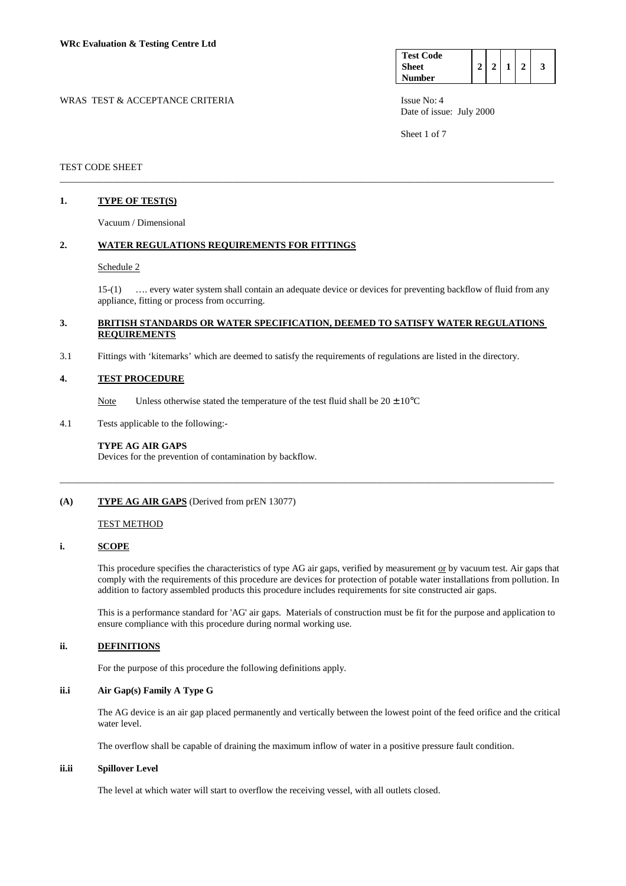**WRc Evaluation & Testing Centre Ltd**

| Test Code Sheet Number | 2 | 2 | 1 | 2 | 3 |
|---|---|---|---|---|---|

WRAS TEST & ACCEPTANCE CRITERIA

Issue No: 4
Date of issue: July 2000

TEST CODE SHEET

---

## 1. TYPE OF TEST(S)

Vacuum / Dimensional

## 2. WATER REGULATIONS REQUIREMENTS FOR FITTINGS

Schedule 2

15-(1) …. every water system shall contain an adequate device or devices for preventing backflow of fluid from any appliance, fitting or process from occurring.

## 3. BRITISH STANDARDS OR WATER SPECIFICATION, DEEMED TO SATISFY WATER REGULATIONS REQUIREMENTS

3.1 Fittings with 'kitemarks' which are deemed to satisfy the requirements of regulations are listed in the directory.

## 4. TEST PROCEDURE

Note Unless otherwise stated the temperature of the test fluid shall be $20 \pm 10°C$

4.1 Tests applicable to the following:-

**TYPE AG AIR GAPS**
Devices for the prevention of contamination by backflow.

---

## (A) TYPE AG AIR GAPS (Derived from prEN 13077)

TEST METHOD

### i. SCOPE

This procedure specifies the characteristics of type AG air gaps, verified by measurement or by vacuum test. Air gaps that comply with the requirements of this procedure are devices for protection of potable water installations from pollution. In addition to factory assembled products this procedure includes requirements for site constructed air gaps.

This is a performance standard for 'AG' air gaps. Materials of construction must be fit for the purpose and application to ensure compliance with this procedure during normal working use.

### ii. DEFINITIONS

For the purpose of this procedure the following definitions apply.

#### ii.i Air Gap(s) Family A Type G

The AG device is an air gap placed permanently and vertically between the lowest point of the feed orifice and the critical water level.

The overflow shall be capable of draining the maximum inflow of water in a positive pressure fault condition.

#### ii.ii Spillover Level

The level at which water will start to overflow the receiving vessel, with all outlets closed.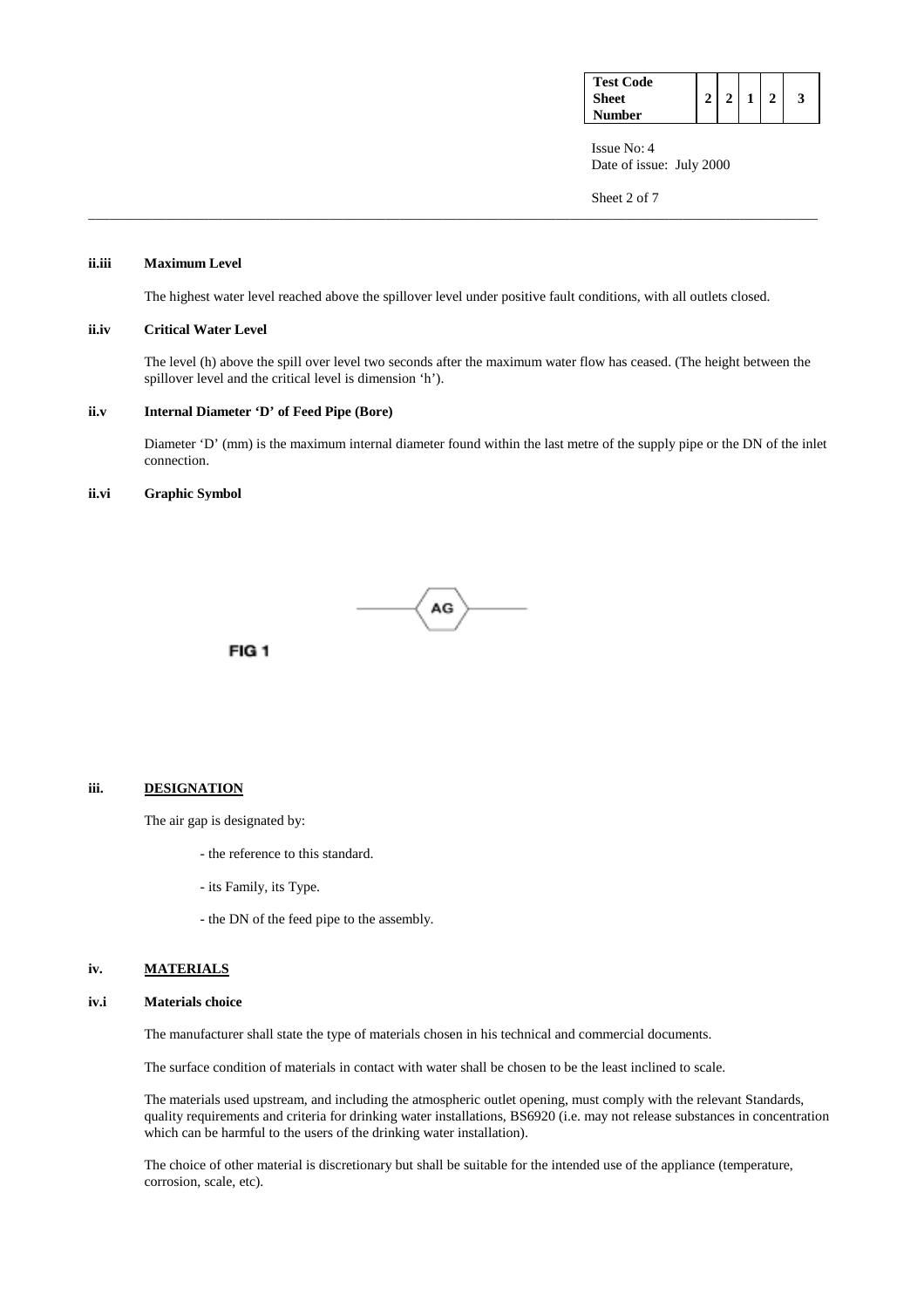**ii.iii Maximum Level**

The highest water level reached above the spillover level under positive fault conditions, with all outlets closed.

**ii.iv Critical Water Level**

The level (h) above the spill over level two seconds after the maximum water flow has ceased. (The height between the spillover level and the critical level is dimension 'h').

**ii.v Internal Diameter 'D' of Feed Pipe (Bore)**

Diameter 'D' (mm) is the maximum internal diameter found within the last metre of the supply pipe or the DN of the inlet connection.

**ii.vi Graphic Symbol**

AG

FIG 1

## iii. DESIGNATION

The air gap is designated by:

- the reference to this standard.
- its Family, its Type.
- the DN of the feed pipe to the assembly.

## iv. MATERIALS

**iv.i Materials choice**

The manufacturer shall state the type of materials chosen in his technical and commercial documents.

The surface condition of materials in contact with water shall be chosen to be the least inclined to scale.

The materials used upstream, and including the atmospheric outlet opening, must comply with the relevant Standards, quality requirements and criteria for drinking water installations, BS6920 (i.e. may not release substances in concentration which can be harmful to the users of the drinking water installation).

The choice of other material is discretionary but shall be suitable for the intended use of the appliance (temperature, corrosion, scale, etc).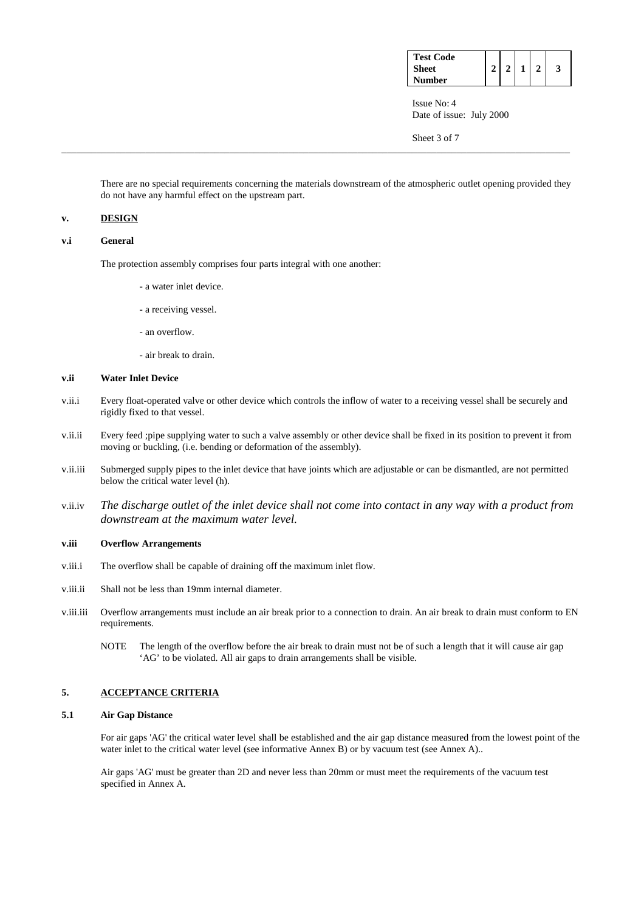There are no special requirements concerning the materials downstream of the atmospheric outlet opening provided they do not have any harmful effect on the upstream part.

## v. DESIGN

### v.i General

The protection assembly comprises four parts integral with one another:

- a water inlet device.
- a receiving vessel.
- an overflow.
- air break to drain.

### v.ii Water Inlet Device

v.ii.i Every float-operated valve or other device which controls the inflow of water to a receiving vessel shall be securely and rigidly fixed to that vessel.

v.ii.ii Every feed ;pipe supplying water to such a valve assembly or other device shall be fixed in its position to prevent it from moving or buckling, (i.e. bending or deformation of the assembly).

v.ii.iii Submerged supply pipes to the inlet device that have joints which are adjustable or can be dismantled, are not permitted below the critical water level (h).

v.ii.iv *The discharge outlet of the inlet device shall not come into contact in any way with a product from downstream at the maximum water level.*

### v.iii Overflow Arrangements

v.iii.i The overflow shall be capable of draining off the maximum inlet flow.

v.iii.ii Shall not be less than 19mm internal diameter.

v.iii.iii Overflow arrangements must include an air break prior to a connection to drain. An air break to drain must conform to EN requirements.

NOTE The length of the overflow before the air break to drain must not be of such a length that it will cause air gap 'AG' to be violated. All air gaps to drain arrangements shall be visible.

## 5. ACCEPTANCE CRITERIA

### 5.1 Air Gap Distance

For air gaps 'AG' the critical water level shall be established and the air gap distance measured from the lowest point of the water inlet to the critical water level (see informative Annex B) or by vacuum test (see Annex A)..

Air gaps 'AG' must be greater than 2D and never less than 20mm or must meet the requirements of the vacuum test specified in Annex A.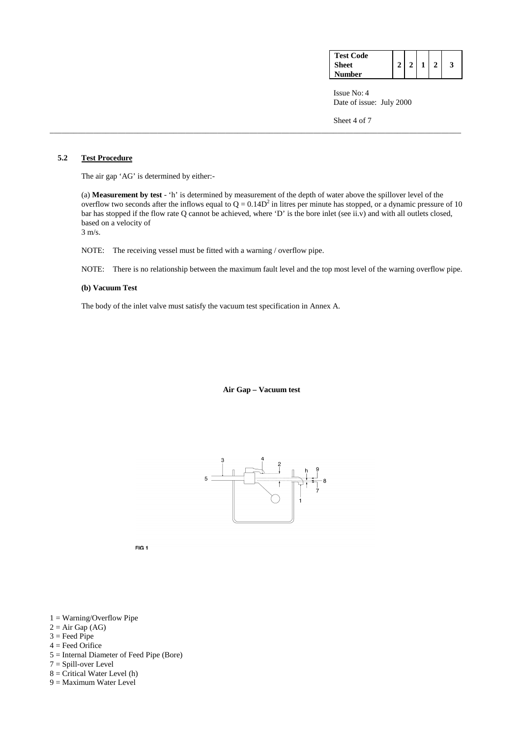## 5.2 Test Procedure

The air gap 'AG' is determined by either:-

(a) **Measurement by test** - 'h' is determined by measurement of the depth of water above the spillover level of the overflow two seconds after the inflows equal to $Q = 0.14D^2$ in litres per minute has stopped, or a dynamic pressure of 10 bar has stopped if the flow rate Q cannot be achieved, where 'D' is the bore inlet (see ii.v) and with all outlets closed, based on a velocity of 3 m/s.

NOTE: The receiving vessel must be fitted with a warning / overflow pipe.

NOTE: There is no relationship between the maximum fault level and the top most level of the warning overflow pipe.

**(b) Vacuum Test**

The body of the inlet valve must satisfy the vacuum test specification in Annex A.

**Air Gap – Vacuum test**

FIG 1

1 = Warning/Overflow Pipe
2 = Air Gap (AG)
3 = Feed Pipe
4 = Feed Orifice
5 = Internal Diameter of Feed Pipe (Bore)
7 = Spill-over Level
8 = Critical Water Level (h)
9 = Maximum Water Level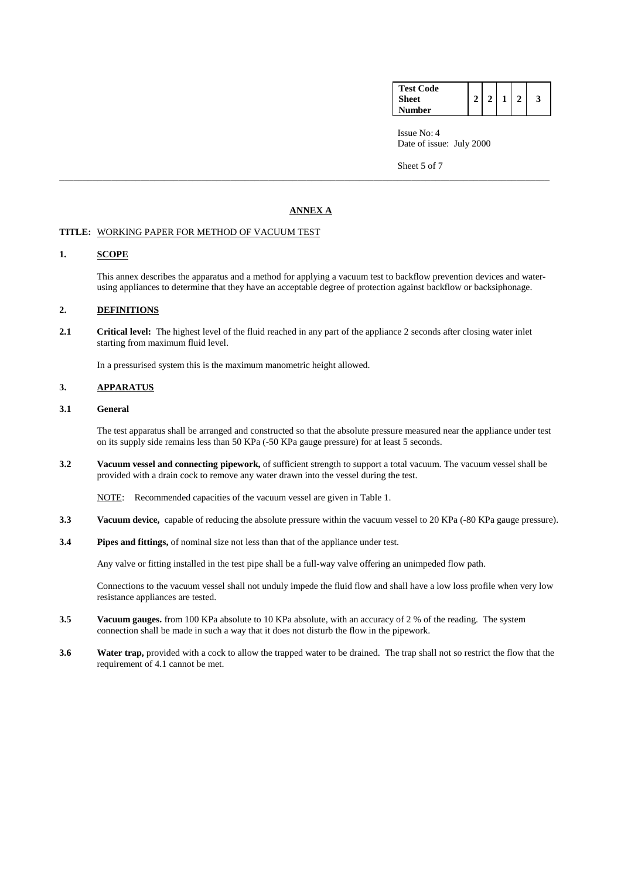## ANNEX A

**TITLE:** WORKING PAPER FOR METHOD OF VACUUM TEST

### 1. SCOPE

This annex describes the apparatus and a method for applying a vacuum test to backflow prevention devices and water-using appliances to determine that they have an acceptable degree of protection against backflow or backsiphonage.

### 2. DEFINITIONS

**2.1 Critical level:** The highest level of the fluid reached in any part of the appliance 2 seconds after closing water inlet starting from maximum fluid level.

In a pressurised system this is the maximum manometric height allowed.

### 3. APPARATUS

**3.1 General**

The test apparatus shall be arranged and constructed so that the absolute pressure measured near the appliance under test on its supply side remains less than 50 KPa (-50 KPa gauge pressure) for at least 5 seconds.

**3.2 Vacuum vessel and connecting pipework,** of sufficient strength to support a total vacuum. The vacuum vessel shall be provided with a drain cock to remove any water drawn into the vessel during the test.

NOTE: Recommended capacities of the vacuum vessel are given in Table 1.

**3.3 Vacuum device,** capable of reducing the absolute pressure within the vacuum vessel to 20 KPa (-80 KPa gauge pressure).

**3.4 Pipes and fittings,** of nominal size not less than that of the appliance under test.

Any valve or fitting installed in the test pipe shall be a full-way valve offering an unimpeded flow path.

Connections to the vacuum vessel shall not unduly impede the fluid flow and shall have a low loss profile when very low resistance appliances are tested.

**3.5 Vacuum gauges.** from 100 KPa absolute to 10 KPa absolute, with an accuracy of 2 % of the reading. The system connection shall be made in such a way that it does not disturb the flow in the pipework.

**3.6 Water trap,** provided with a cock to allow the trapped water to be drained. The trap shall not so restrict the flow that the requirement of 4.1 cannot be met.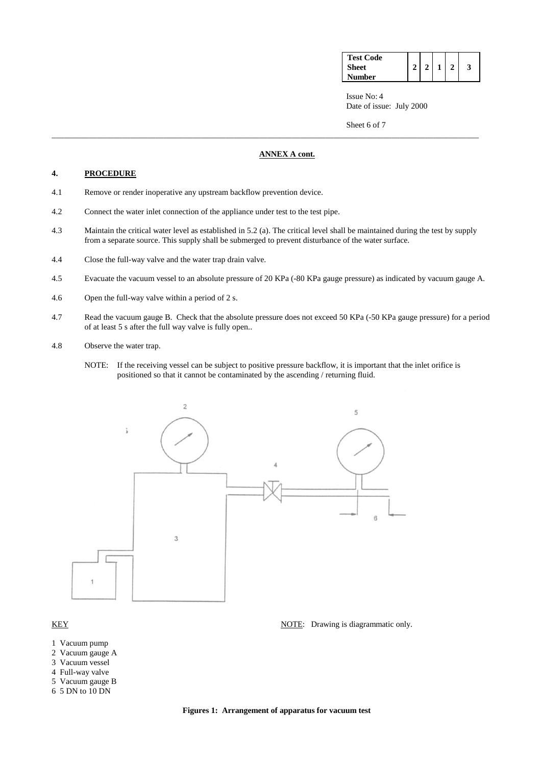## ANNEX A cont.

### 4. PROCEDURE

4.1 Remove or render inoperative any upstream backflow prevention device.

4.2 Connect the water inlet connection of the appliance under test to the test pipe.

4.3 Maintain the critical water level as established in 5.2 (a). The critical level shall be maintained during the test by supply from a separate source. This supply shall be submerged to prevent disturbance of the water surface.

4.4 Close the full-way valve and the water trap drain valve.

4.5 Evacuate the vacuum vessel to an absolute pressure of 20 KPa (-80 KPa gauge pressure) as indicated by vacuum gauge A.

4.6 Open the full-way valve within a period of 2 s.

4.7 Read the vacuum gauge B. Check that the absolute pressure does not exceed 50 KPa (-50 KPa gauge pressure) for a period of at least 5 s after the full way valve is fully open..

4.8 Observe the water trap.

NOTE: If the receiving vessel can be subject to positive pressure backflow, it is important that the inlet orifice is positioned so that it cannot be contaminated by the ascending / returning fluid.

KEY

NOTE: Drawing is diagrammatic only.

1 Vacuum pump
2 Vacuum gauge A
3 Vacuum vessel
4 Full-way valve
5 Vacuum gauge B
6 5 DN to 10 DN

**Figures 1: Arrangement of apparatus for vacuum test**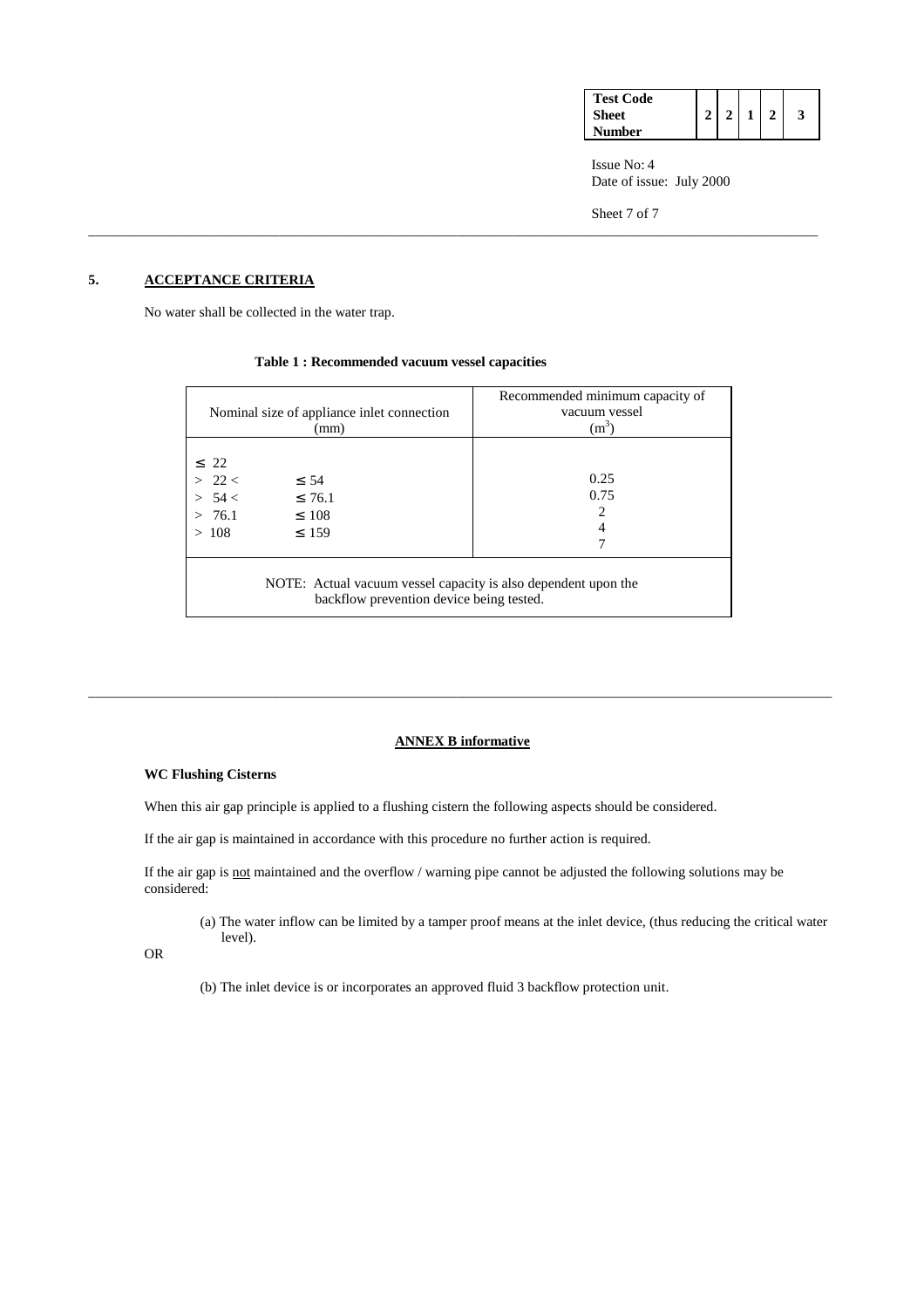## 5. ACCEPTANCE CRITERIA

No water shall be collected in the water trap.

**Table 1 : Recommended vacuum vessel capacities**

| Nominal size of appliance inlet connection (mm) | Recommended minimum capacity of vacuum vessel ($m^3$) |
|---|---|
| ≤ 22 | |
| > 22 < ≤ 54 | 0.25 |
| > 54 < ≤ 76.1 | 0.75 |
| > 76.1 ≤ 108 | 2 |
| > 108 ≤ 159 | 4 |
| | 7 |

NOTE: Actual vacuum vessel capacity is also dependent upon the backflow prevention device being tested.

---

## ANNEX B informative

**WC Flushing Cisterns**

When this air gap principle is applied to a flushing cistern the following aspects should be considered.

If the air gap is maintained in accordance with this procedure no further action is required.

If the air gap is not maintained and the overflow / warning pipe cannot be adjusted the following solutions may be considered:

(a) The water inflow can be limited by a tamper proof means at the inlet device, (thus reducing the critical water level).

OR

(b) The inlet device is or incorporates an approved fluid 3 backflow protection unit.